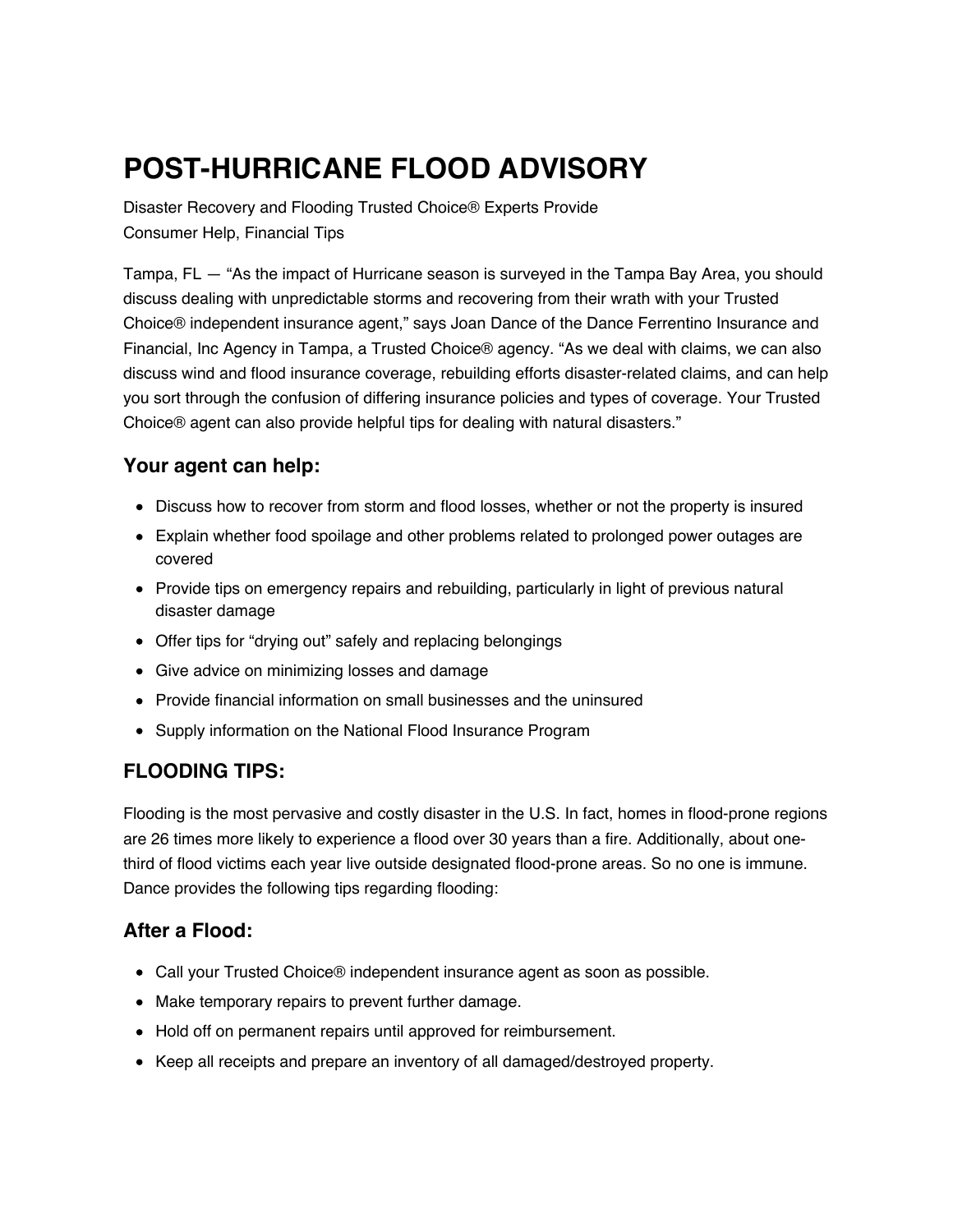# POST-HURRICANE FLOOD ADVISORY

Disaster Recovery and Flooding Trusted Choice® Experts Provide Consumer Help, Financial Tips

Tampa, FL — "As the impact of Hurricane season is surveyed in the Tampa Bay Area, you should discuss dealing with unpredictable storms and recovering from their wrath with your Trusted Choice® independent insurance agent," says Joan Dance of the Dance Ferrentino Insurance and Financial, Inc Agency in Tampa, a Trusted Choice® agency. "As we deal with claims, we can also discuss wind and flood insurance coverage, rebuilding efforts disaster-related claims, and can help you sort through the confusion of differing insurance policies and types of coverage. Your Trusted Choice® agent can also provide helpful tips for dealing with natural disasters."

## Your agent can help:

- Discuss how to recover from storm and flood losses, whether or not the property is insured
- Explain whether food spoilage and other problems related to prolonged power outages are covered
- Provide tips on emergency repairs and rebuilding, particularly in light of previous natural disaster damage
- Offer tips for "drying out" safely and replacing belongings
- Give advice on minimizing losses and damage
- Provide financial information on small businesses and the uninsured
- Supply information on the National Flood Insurance Program

## FLOODING TIPS:

Flooding is the most pervasive and costly disaster in the U.S. In fact, homes in flood-prone regions are 26 times more likely to experience a flood over 30 years than a fire. Additionally, about one-third of flood victims each year live outside designated flood-prone areas. So no one is immune. Dance provides the following tips regarding flooding:

## After a Flood:

- Call your Trusted Choice® independent insurance agent as soon as possible.
- Make temporary repairs to prevent further damage.
- Hold off on permanent repairs until approved for reimbursement.
- Keep all receipts and prepare an inventory of all damaged/destroyed property.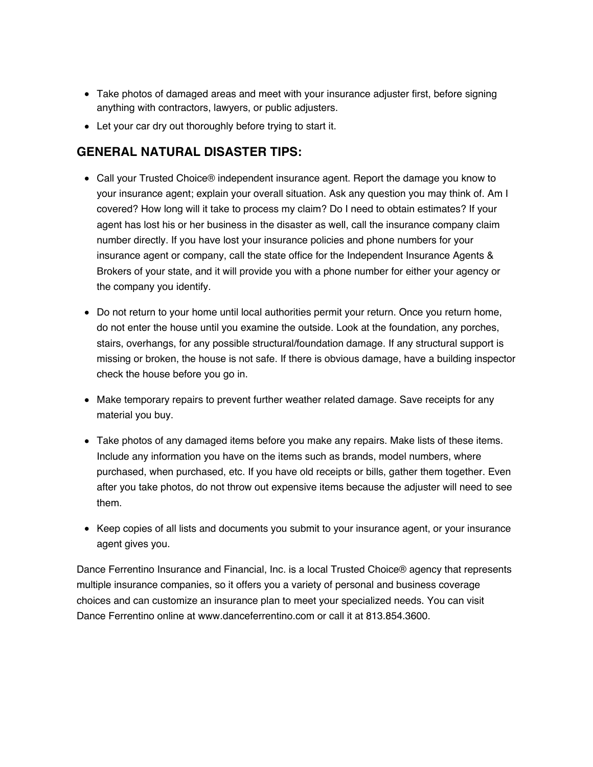- Take photos of damaged areas and meet with your insurance adjuster first, before signing anything with contractors, lawyers, or public adjusters.
- Let your car dry out thoroughly before trying to start it.

## GENERAL NATURAL DISASTER TIPS:

- Call your Trusted Choice® independent insurance agent. Report the damage you know to your insurance agent; explain your overall situation. Ask any question you may think of. Am I covered? How long will it take to process my claim? Do I need to obtain estimates? If your agent has lost his or her business in the disaster as well, call the insurance company claim number directly. If you have lost your insurance policies and phone numbers for your insurance agent or company, call the state office for the Independent Insurance Agents & Brokers of your state, and it will provide you with a phone number for either your agency or the company you identify.

- Do not return to your home until local authorities permit your return. Once you return home, do not enter the house until you examine the outside. Look at the foundation, any porches, stairs, overhangs, for any possible structural/foundation damage. If any structural support is missing or broken, the house is not safe. If there is obvious damage, have a building inspector check the house before you go in.

- Make temporary repairs to prevent further weather related damage. Save receipts for any material you buy.

- Take photos of any damaged items before you make any repairs. Make lists of these items. Include any information you have on the items such as brands, model numbers, where purchased, when purchased, etc. If you have old receipts or bills, gather them together. Even after you take photos, do not throw out expensive items because the adjuster will need to see them.

- Keep copies of all lists and documents you submit to your insurance agent, or your insurance agent gives you.

Dance Ferrentino Insurance and Financial, Inc. is a local Trusted Choice® agency that represents multiple insurance companies, so it offers you a variety of personal and business coverage choices and can customize an insurance plan to meet your specialized needs. You can visit Dance Ferrentino online at www.danceferrentino.com or call it at 813.854.3600.